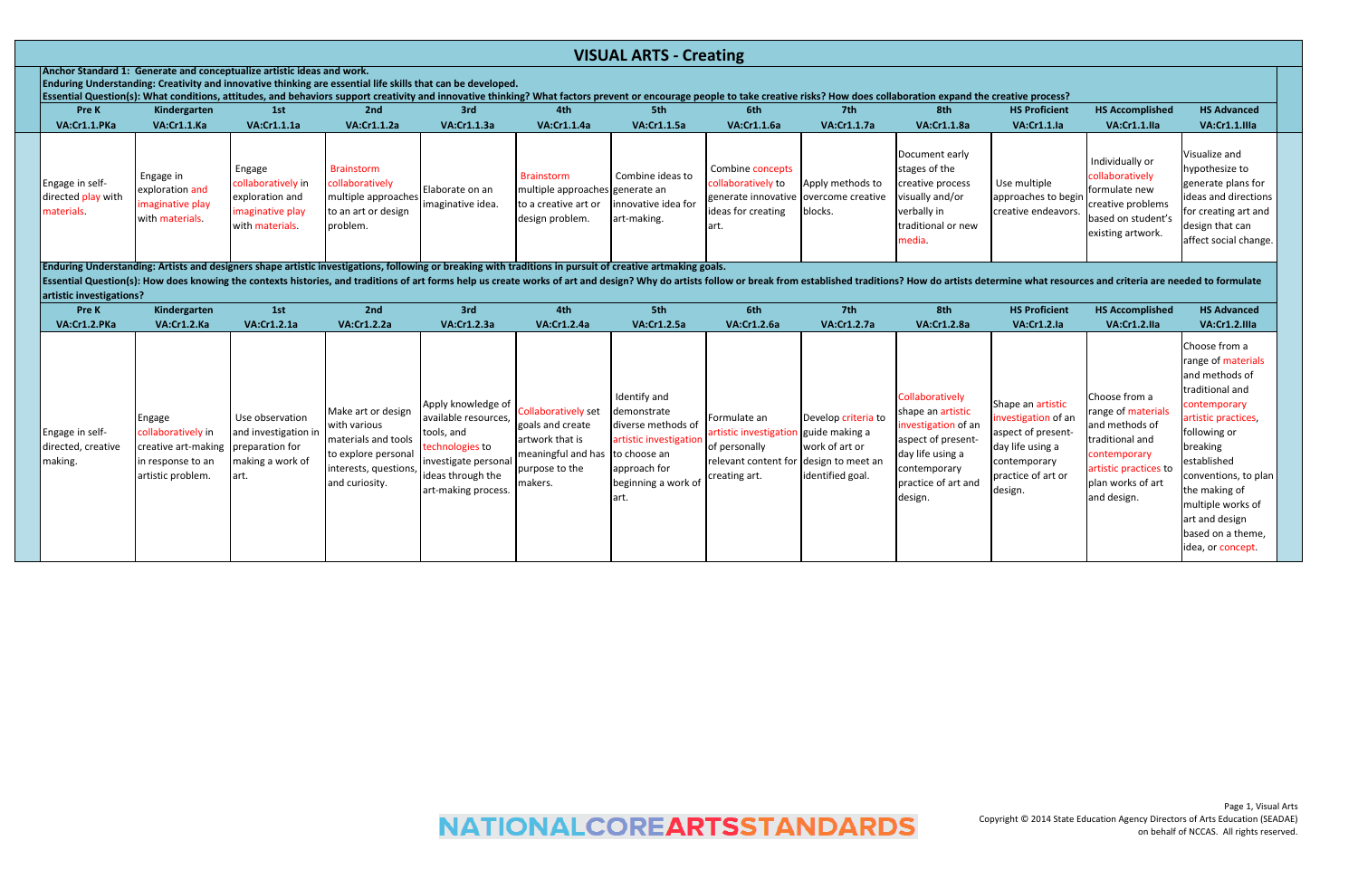# VISUAL ARTS - Creating

**Anchor Standard 1: Generate and conceptualize artistic ideas and work.**

**Enduring Understanding: Creativity and innovative thinking are essential life skills that can be developed.**

**Essential Question(s): What conditions, attitudes, and behaviors support creativity and innovative thinking? What factors prevent or encourage people to take creative risks? How does collaboration expand the creative process?**

| Pre K<br>VA:Cr1.1.PKa | Kindergarten<br>VA:Cr1.1.Ka | 1st<br>VA:Cr1.1.1a | 2nd<br>VA:Cr1.1.2a | 3rd<br>VA:Cr1.1.3a | 4th<br>VA:Cr1.1.4a | 5th<br>VA:Cr1.1.5a | 6th<br>VA:Cr1.1.6a | 7th<br>VA:Cr1.1.7a | 8th<br>VA:Cr1.1.8a | HS Proficient<br>VA:Cr1.1.Ia | HS Accomplished<br>VA:Cr1.1.IIa | HS Advanced<br>VA:Cr1.1.IIIa |
|---|---|---|---|---|---|---|---|---|---|---|---|---|
| Engage in self-directed play with materials. | Engage in exploration and imaginative play with materials. | Engage collaboratively in exploration and imaginative play with materials. | Brainstorm collaboratively multiple approaches to an art or design problem. | Elaborate on an imaginative idea. | Brainstorm multiple approaches to a creative art or design problem. | Combine ideas to generate an innovative idea for art-making. | Combine concepts collaboratively to generate innovative ideas for creating art. | Apply methods to overcome creative blocks. | Document early stages of the creative process visually and/or verbally in traditional or new media. | Use multiple approaches to begin creative endeavors. | Individually or collaboratively formulate new creative problems based on student's existing artwork. | Visualize and hypothesize to generate plans for ideas and directions for creating art and design that can affect social change. |

**Enduring Understanding: Artists and designers shape artistic investigations, following or breaking with traditions in pursuit of creative artmaking goals.**

**Essential Question(s): How does knowing the contexts histories, and traditions of art forms help us create works of art and design? Why do artists follow or break from established traditions? How do artists determine what resources and criteria are needed to formulate artistic investigations?**

| Pre K<br>VA:Cr1.2.PKa | Kindergarten<br>VA:Cr1.2.Ka | 1st<br>VA:Cr1.2.1a | 2nd<br>VA:Cr1.2.2a | 3rd<br>VA:Cr1.2.3a | 4th<br>VA:Cr1.2.4a | 5th<br>VA:Cr1.2.5a | 6th<br>VA:Cr1.2.6a | 7th<br>VA:Cr1.2.7a | 8th<br>VA:Cr1.2.8a | HS Proficient<br>VA:Cr1.2.Ia | HS Accomplished<br>VA:Cr1.2.IIa | HS Advanced<br>VA:Cr1.2.IIIa |
|---|---|---|---|---|---|---|---|---|---|---|---|---|
| Engage in self-directed, creative making. | Engage collaboratively in creative art-making in response to an artistic problem. | Use observation and investigation in preparation for making a work of art. | Make art or design with various materials and tools to explore personal interests, questions, and curiosity. | Apply knowledge of available resources, tools, and technologies to investigate personal ideas through the art-making process. | Collaboratively set goals and create artwork that is meaningful and has purpose to the makers. | Identify and demonstrate diverse methods of artistic investigation to choose an approach for beginning a work of art. | Formulate an artistic investigation of personally relevant content for creating art. | Develop criteria to guide making a work of art or design to meet an identified goal. | Collaboratively shape an artistic investigation of an aspect of present-day life using a contemporary practice of art and design. | Shape an artistic investigation of an aspect of present-day life using a contemporary practice of art or design. | Choose from a range of materials and methods of traditional and contemporary artistic practices to plan works of art and design. | Choose from a range of materials and methods of traditional and contemporary artistic practices, following or breaking established conventions, to plan the making of multiple works of art and design based on a theme, idea, or concept. |

NATIONALCOREARTSSTANDARDS

Copyright © 2014 State Education Agency Directors of Arts Education (SEADAE) on behalf of NCCAS. All rights reserved.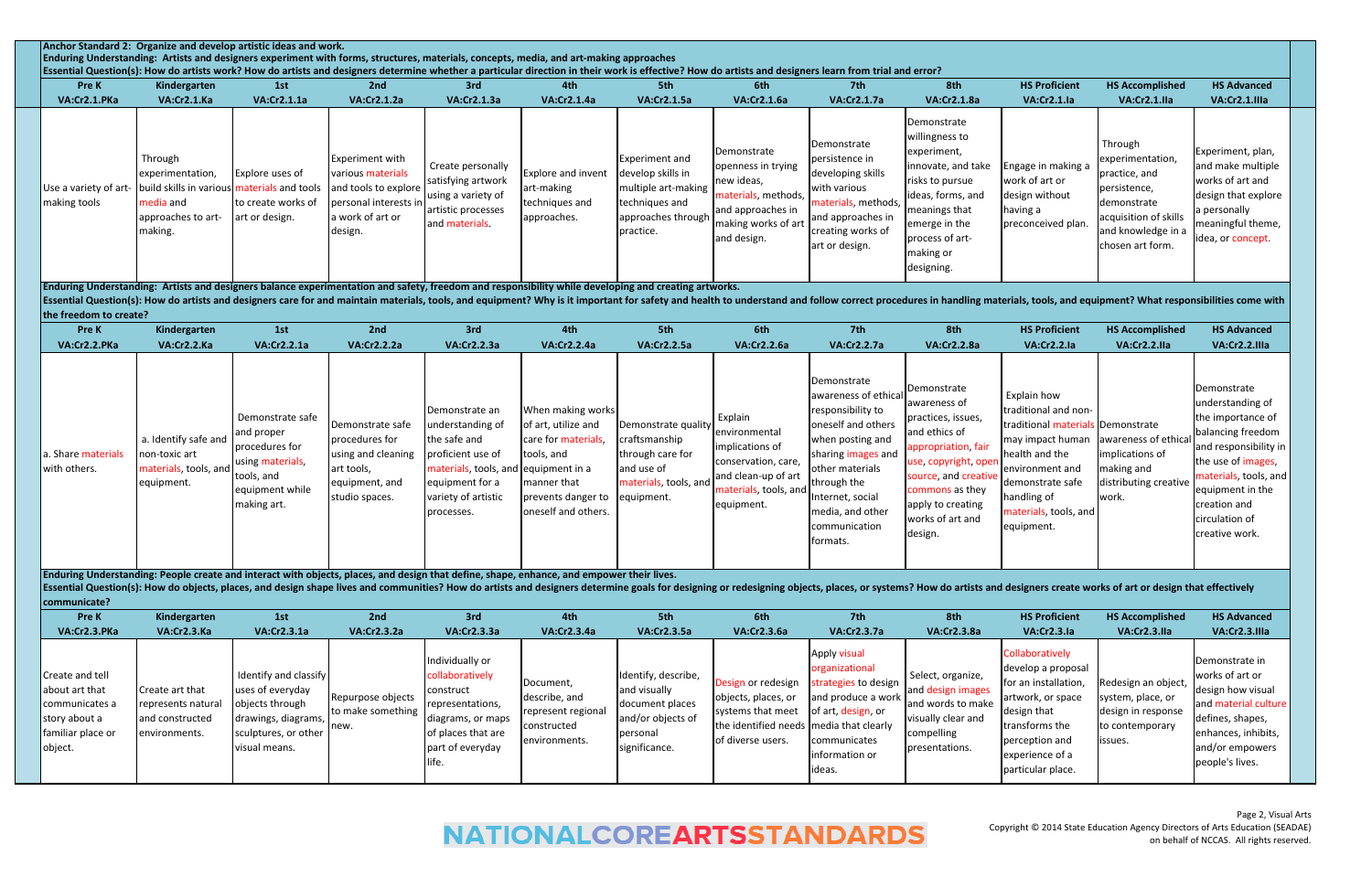**Anchor Standard 2: Organize and develop artistic ideas and work.**

**Enduring Understanding: Artists and designers experiment with forms, structures, materials, concepts, media, and art-making approaches**

**Essential Question(s): How do artists work? How do artists and designers determine whether a particular direction in their work is effective? How do artists and designers learn from trial and error?**

| Pre K VA:Cr2.1.PKa | Kindergarten VA:Cr2.1.Ka | 1st VA:Cr2.1.1a | 2nd VA:Cr2.1.2a | 3rd VA:Cr2.1.3a | 4th VA:Cr2.1.4a | 5th VA:Cr2.1.5a | 6th VA:Cr2.1.6a | 7th VA:Cr2.1.7a | 8th VA:Cr2.1.8a | HS Proficient VA:Cr2.1.Ia | HS Accomplished VA:Cr2.1.IIa | HS Advanced VA:Cr2.1.IIIa |
|---|---|---|---|---|---|---|---|---|---|---|---|---|
| Use a variety of art-making tools | Through experimentation, build skills in various media and approaches to art-making. | Explore uses of materials and tools to create works of art or design. | Experiment with various materials and tools to explore personal interests in a work of art or design. | Create personally satisfying artwork using a variety of artistic processes and materials. | Explore and invent art-making techniques and approaches. | Experiment and develop skills in multiple art-making techniques and approaches through practice. | Demonstrate openness in trying new ideas, materials, methods, and approaches in making works of art and design. | Demonstrate persistence in developing skills with various materials, methods, and approaches in creating works of art or design. | Demonstrate willingness to experiment, innovate, and take risks to pursue ideas, forms, and meanings that emerge in the process of art-making or designing. | Engage in making a work of art or design without having a preconceived plan. | Through experimentation, practice, and persistence, demonstrate acquisition of skills and knowledge in a chosen art form. | Experiment, plan, and make multiple works of art and design that explore a personally meaningful theme, idea, or concept. |

**Enduring Understanding: Artists and designers balance experimentation and safety, freedom and responsibility while developing and creating artworks.**

**Essential Question(s): How do artists and designers care for and maintain materials, tools, and equipment? Why is it important for safety and health to understand and follow correct procedures in handling materials, tools, and equipment? What responsibilities come with the freedom to create?**

| Pre K VA:Cr2.2.PKa | Kindergarten VA:Cr2.2.Ka | 1st VA:Cr2.2.1a | 2nd VA:Cr2.2.2a | 3rd VA:Cr2.2.3a | 4th VA:Cr2.2.4a | 5th VA:Cr2.2.5a | 6th VA:Cr2.2.6a | 7th VA:Cr2.2.7a | 8th VA:Cr2.2.8a | HS Proficient VA:Cr2.2.Ia | HS Accomplished VA:Cr2.2.IIa | HS Advanced VA:Cr2.2.IIIa |
|---|---|---|---|---|---|---|---|---|---|---|---|---|
| a. Share materials with others. | a. Identify safe and non-toxic art materials, tools, and equipment. | Demonstrate safe and proper procedures for using materials, tools, and equipment while making art. | Demonstrate safe procedures for using and cleaning art tools, equipment, and studio spaces. | Demonstrate an understanding of the safe and proficient use of materials, tools, and equipment for a variety of artistic processes. | When making works of art, utilize and care for materials, tools, and equipment in a manner that prevents danger to oneself and others. | Demonstrate quality craftsmanship through care for and use of materials, tools, and equipment. | Explain environmental implications of conservation, care, and clean-up of art materials, tools, and equipment. | Demonstrate awareness of ethical responsibility to oneself and others when posting and sharing images and other materials through the Internet, social media, and other communication formats. | Demonstrate awareness of practices, issues, and ethics of appropriation, fair use, copyright, open source, and creative commons as they apply to creating works of art and design. | Explain how traditional and non-traditional materials may impact human health and the environment and demonstrate safe handling of materials, tools, and equipment. | Demonstrate awareness of ethical implications of making and distributing creative work. | Demonstrate understanding of the importance of balancing freedom and responsibility in the use of images, materials, tools, and equipment in the creation and circulation of creative work. |

**Enduring Understanding: People create and interact with objects, places, and design that define, shape, enhance, and empower their lives.**

**Essential Question(s): How do objects, places, and design shape lives and communities? How do artists and designers determine goals for designing or redesigning objects, places, or systems? How do artists and designers create works of art or design that effectively communicate?**

| Pre K VA:Cr2.3.PKa | Kindergarten VA:Cr2.3.Ka | 1st VA:Cr2.3.1a | 2nd VA:Cr2.3.2a | 3rd VA:Cr2.3.3a | 4th VA:Cr2.3.4a | 5th VA:Cr2.3.5a | 6th VA:Cr2.3.6a | 7th VA:Cr2.3.7a | 8th VA:Cr2.3.8a | HS Proficient VA:Cr2.3.Ia | HS Accomplished VA:Cr2.3.IIa | HS Advanced VA:Cr2.3.IIIa |
|---|---|---|---|---|---|---|---|---|---|---|---|---|
| Create and tell about art that communicates a story about a familiar place or object. | Create art that represents natural and constructed environments. | Identify and classify uses of everyday objects through drawings, diagrams, sculptures, or other visual means. | Repurpose objects to make something new. | Individually or collaboratively construct representations, diagrams, or maps of places that are part of everyday life. | Document, describe, and represent regional constructed environments. | Identify, describe, and visually document places and/or objects of personal significance. | Design or redesign objects, places, or systems that meet the identified needs of diverse users. | Apply visual organizational strategies to design and produce a work of art, design, or media that clearly communicates information or ideas. | Select, organize, and design images and words to make visually clear and compelling presentations. | Collaboratively develop a proposal for an installation, artwork, or space design that transforms the perception and experience of a particular place. | Redesign an object, system, place, or design in response to contemporary issues. | Demonstrate in works of art or design how visual and material culture defines, shapes, enhances, inhibits, and/or empowers people's lives. |

NATIONALCOREARTSSTANDARDS

Copyright © 2014 State Education Agency Directors of Arts Education (SEADAE) on behalf of NCCAS. All rights reserved.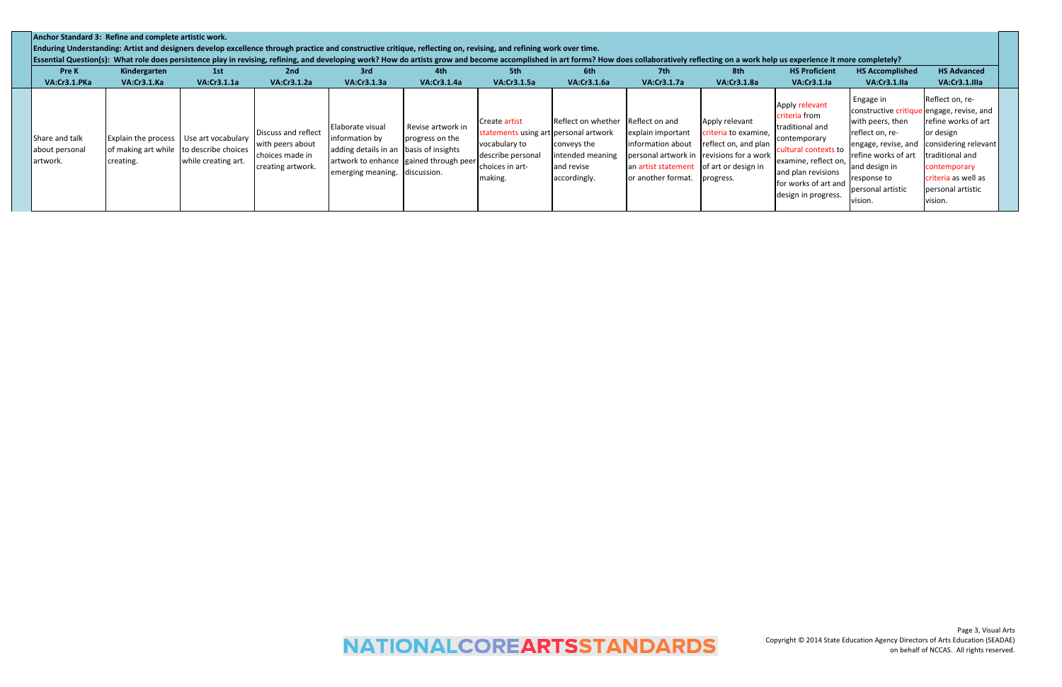**Anchor Standard 3: Refine and complete artistic work.**

**Enduring Understanding: Artist and designers develop excellence through practice and constructive critique, reflecting on, revising, and refining work over time.**

**Essential Question(s): What role does persistence play in revising, refining, and developing work? How do artists grow and become accomplished in art forms? How does collaboratively reflecting on a work help us experience it more completely?**

| Pre K | Kindergarten | 1st | 2nd | 3rd | 4th | 5th | 6th | 7th | 8th | HS Proficient | HS Accomplished | HS Advanced |
|---|---|---|---|---|---|---|---|---|---|---|---|---|
| VA:Cr3.1.PKa | VA:Cr3.1.Ka | VA:Cr3.1.1a | VA:Cr3.1.2a | VA:Cr3.1.3a | VA:Cr3.1.4a | VA:Cr3.1.5a | VA:Cr3.1.6a | VA:Cr3.1.7a | VA:Cr3.1.8a | VA:Cr3.1.Ia | VA:Cr3.1.IIa | VA:Cr3.1.IIIa |
| Share and talk about personal artwork. | Explain the process of making art while creating. | Use art vocabulary to describe choices while creating art. | Discuss and reflect with peers about choices made in creating artwork. | Elaborate visual information by adding details in an artwork to enhance emerging meaning. | Revise artwork in progress on the basis of insights gained through peer discussion. | Create artist statements using art vocabulary to describe personal choices in art-making. | Reflect on whether personal artwork conveys the intended meaning and revise accordingly. | Reflect on and explain important information about personal artwork in an artist statement or another format. | Apply relevant criteria to examine, reflect on, and plan revisions for a work of art or design in progress. | Apply relevant criteria from traditional and contemporary cultural contexts to examine, reflect on, and plan revisions for works of art and design in progress. | Engage in constructive critique with peers, then reflect on, re-engage, revise, and refine works of art and design in response to personal artistic vision. | Reflect on, re-engage, revise, and refine works of art or design considering relevant traditional and contemporary criteria as well as personal artistic vision. |

NATIONALCOREARTSSTANDARDS

Copyright © 2014 State Education Agency Directors of Arts Education (SEADAE) on behalf of NCCAS. All rights reserved.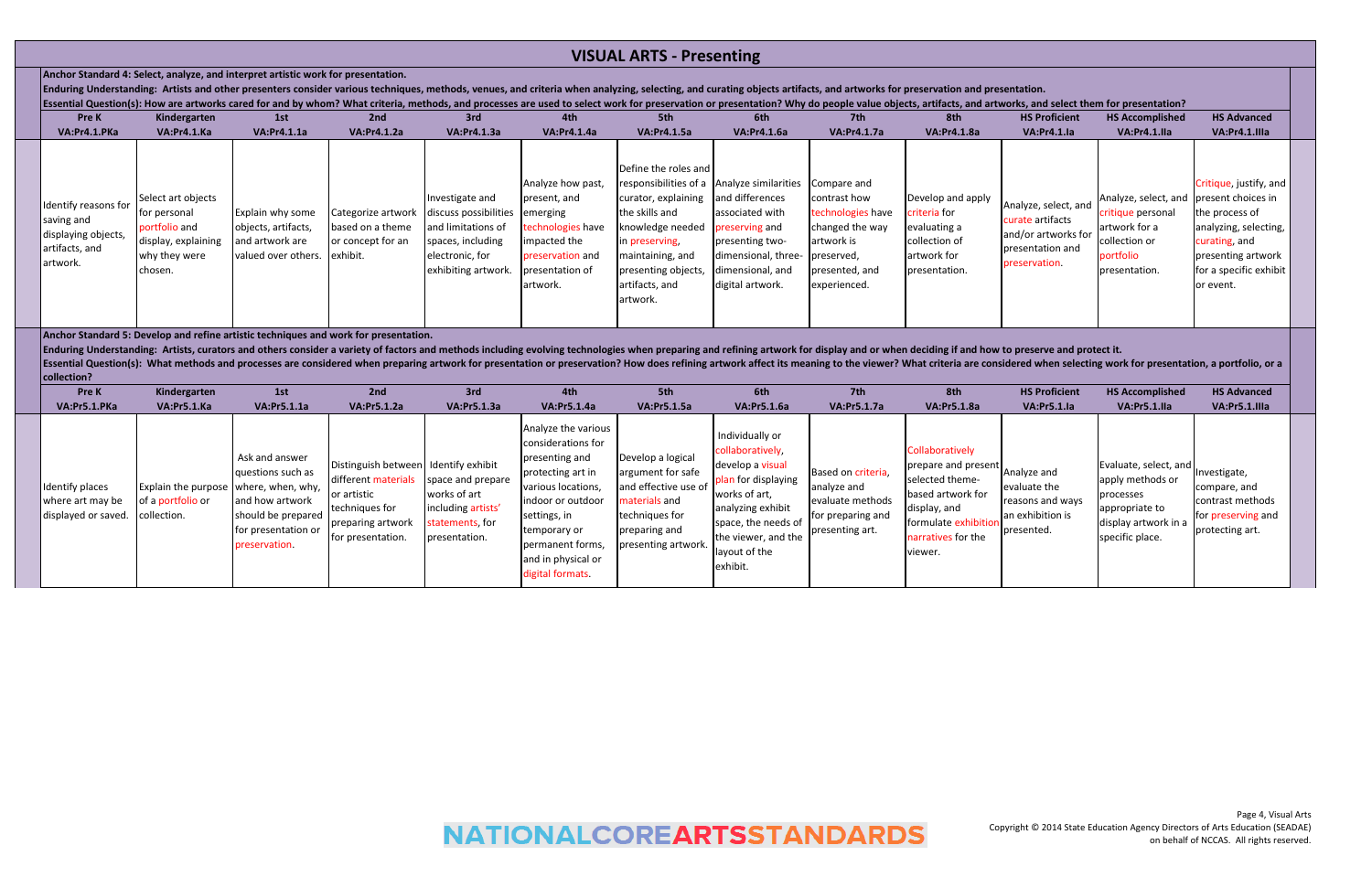# VISUAL ARTS - Presenting

**Anchor Standard 4: Select, analyze, and interpret artistic work for presentation.**

**Enduring Understanding: Artists and other presenters consider various techniques, methods, venues, and criteria when analyzing, selecting, and curating objects artifacts, and artworks for preservation and presentation.**

**Essential Question(s): How are artworks cared for and by whom? What criteria, methods, and processes are used to select work for preservation or presentation? Why do people value objects, artifacts, and artworks, and select them for presentation?**

| Pre K<br>VA:Pr4.1.PKa | Kindergarten<br>VA:Pr4.1.Ka | 1st<br>VA:Pr4.1.1a | 2nd<br>VA:Pr4.1.2a | 3rd<br>VA:Pr4.1.3a | 4th<br>VA:Pr4.1.4a | 5th<br>VA:Pr4.1.5a | 6th<br>VA:Pr4.1.6a | 7th<br>VA:Pr4.1.7a | 8th<br>VA:Pr4.1.8a | HS Proficient<br>VA:Pr4.1.Ia | HS Accomplished<br>VA:Pr4.1.IIa | HS Advanced<br>VA:Pr4.1.IIIa |
|---|---|---|---|---|---|---|---|---|---|---|---|---|
| Identify reasons for saving and displaying objects, artifacts, and artwork. | Select art objects for personal portfolio and display, explaining why they were chosen. | Explain why some objects, artifacts, and artwork are valued over others. | Categorize artwork based on a theme or concept for an exhibit. | Investigate and discuss possibilities and limitations of spaces, including electronic, for exhibiting artwork. | Analyze how past, present, and emerging technologies have impacted the preservation and presentation of artwork. | Define the roles and responsibilities of a curator, explaining the skills and knowledge needed in preserving, maintaining, and presenting objects, artifacts, and artwork. | Analyze similarities and differences associated with preserving and presenting two-dimensional, three-dimensional, and digital artwork. | Compare and contrast how technologies have changed the way artwork is preserved, presented, and experienced. | Develop and apply criteria for evaluating a collection of artwork for presentation. | Analyze, select, and curate artifacts and/or artworks for presentation and preservation. | Analyze, select, and critique personal artwork for a collection or portfolio presentation. | Critique, justify, and present choices in the process of analyzing, selecting, curating, and presenting artwork for a specific exhibit or event. |

**Anchor Standard 5: Develop and refine artistic techniques and work for presentation.**

**Enduring Understanding: Artists, curators and others consider a variety of factors and methods including evolving technologies when preparing and refining artwork for display and or when deciding if and how to preserve and protect it.**

**Essential Question(s): What methods and processes are considered when preparing artwork for presentation or preservation? How does refining artwork affect its meaning to the viewer? What criteria are considered when selecting work for presentation, a portfolio, or a collection?**

| Pre K<br>VA:Pr5.1.PKa | Kindergarten<br>VA:Pr5.1.Ka | 1st<br>VA:Pr5.1.1a | 2nd<br>VA:Pr5.1.2a | 3rd<br>VA:Pr5.1.3a | 4th<br>VA:Pr5.1.4a | 5th<br>VA:Pr5.1.5a | 6th<br>VA:Pr5.1.6a | 7th<br>VA:Pr5.1.7a | 8th<br>VA:Pr5.1.8a | HS Proficient<br>VA:Pr5.1.Ia | HS Accomplished<br>VA:Pr5.1.IIa | HS Advanced<br>VA:Pr5.1.IIIa |
|---|---|---|---|---|---|---|---|---|---|---|---|---|
| Identify places where art may be displayed or saved. | Explain the purpose of a portfolio or collection. | Ask and answer questions such as where, when, why, and how artwork should be prepared for presentation or preservation. | Distinguish between different materials or artistic techniques for preparing artwork for presentation. | Identify exhibit space and prepare works of art including artists' statements, for presentation. | Analyze the various considerations for presenting and protecting art in various locations, indoor or outdoor settings, in temporary or permanent forms, and in physical or digital formats. | Develop a logical argument for safe and effective use of materials and techniques for preparing and presenting artwork. | Individually or collaboratively, develop a visual plan for displaying works of art, analyzing exhibit space, the needs of the viewer, and the layout of the exhibit. | Based on criteria, analyze and evaluate methods for preparing and presenting art. | Collaboratively prepare and present selected theme-based artwork for display, and formulate exhibition narratives for the viewer. | Analyze and evaluate the reasons and ways an exhibition is presented. | Evaluate, select, and apply methods or processes appropriate to display artwork in a specific place. | Investigate, compare, and contrast methods for preserving and protecting art. |

NATIONALCOREARTSSTANDARDS

Copyright © 2014 State Education Agency Directors of Arts Education (SEADAE) on behalf of NCCAS. All rights reserved.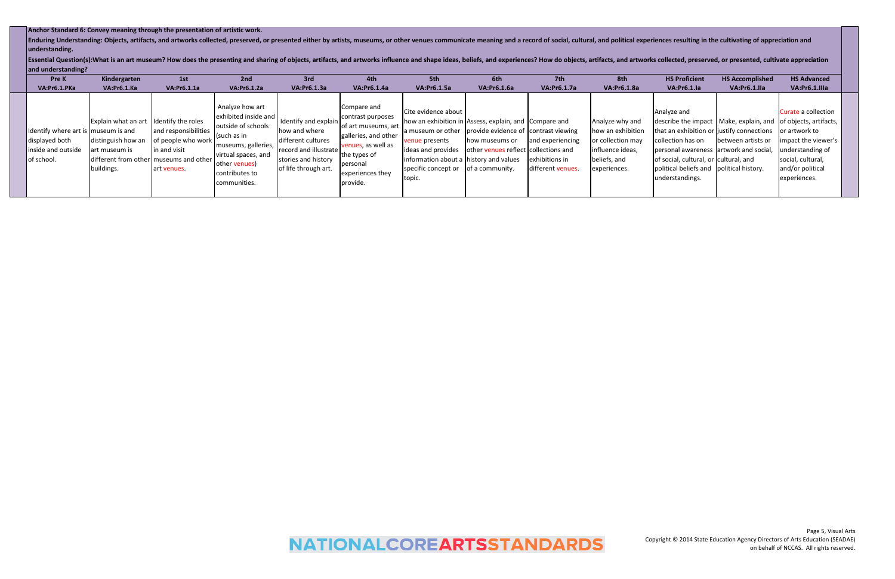**Anchor Standard 6: Convey meaning through the presentation of artistic work.**

**Enduring Understanding: Objects, artifacts, and artworks collected, preserved, or presented either by artists, museums, or other venues communicate meaning and a record of social, cultural, and political experiences resulting in the cultivating of appreciation and understanding.**

**Essential Question(s):What is an art museum? How does the presenting and sharing of objects, artifacts, and artworks influence and shape ideas, beliefs, and experiences? How do objects, artifacts, and artworks collected, preserved, or presented, cultivate appreciation and understanding?**

| Pre K<br>VA:Pr6.1.PKa | Kindergarten<br>VA:Pr6.1.Ka | 1st<br>VA:Pr6.1.1a | 2nd<br>VA:Pr6.1.2a | 3rd<br>VA:Pr6.1.3a | 4th<br>VA:Pr6.1.4a | 5th<br>VA:Pr6.1.5a | 6th<br>VA:Pr6.1.6a | 7th<br>VA:Pr6.1.7a | 8th<br>VA:Pr6.1.8a | HS Proficient<br>VA:Pr6.1.Ia | HS Accomplished<br>VA:Pr6.1.IIa | HS Advanced<br>VA:Pr6.1.IIIa |
|---|---|---|---|---|---|---|---|---|---|---|---|---|
| Identify where art is displayed both inside and outside of school. | Explain what an art museum is and distinguish how an art museum is different from other buildings. | Identify the roles and responsibilities of people who work in and visit museums and other art venues. | Analyze how art exhibited inside and outside of schools (such as in museums, galleries, virtual spaces, and other venues) contributes to communities. | Identify and explain how and where different cultures record and illustrate stories and history of life through art. | Compare and contrast purposes of art museums, art galleries, and other venues, as well as the types of personal experiences they provide. | Cite evidence about how an exhibition in a museum or other venue presents ideas and provides information about a specific concept or topic. | Assess, explain, and provide evidence of how museums or other venues reflect history and values of a community. | Compare and contrast viewing and experiencing collections and exhibitions in different venues. | Analyze why and how an exhibition or collection may influence ideas, beliefs, and experiences. | Analyze and describe the impact that an exhibition or collection has on personal awareness of social, cultural, or political beliefs and understandings. | Make, explain, and justify connections between artists or artwork and social, cultural, and political history. | Curate a collection of objects, artifacts, or artwork to impact the viewer's understanding of social, cultural, and/or political experiences. |

Copyright © 2014 State Education Agency Directors of Arts Education (SEADAE) on behalf of NCCAS. All rights reserved.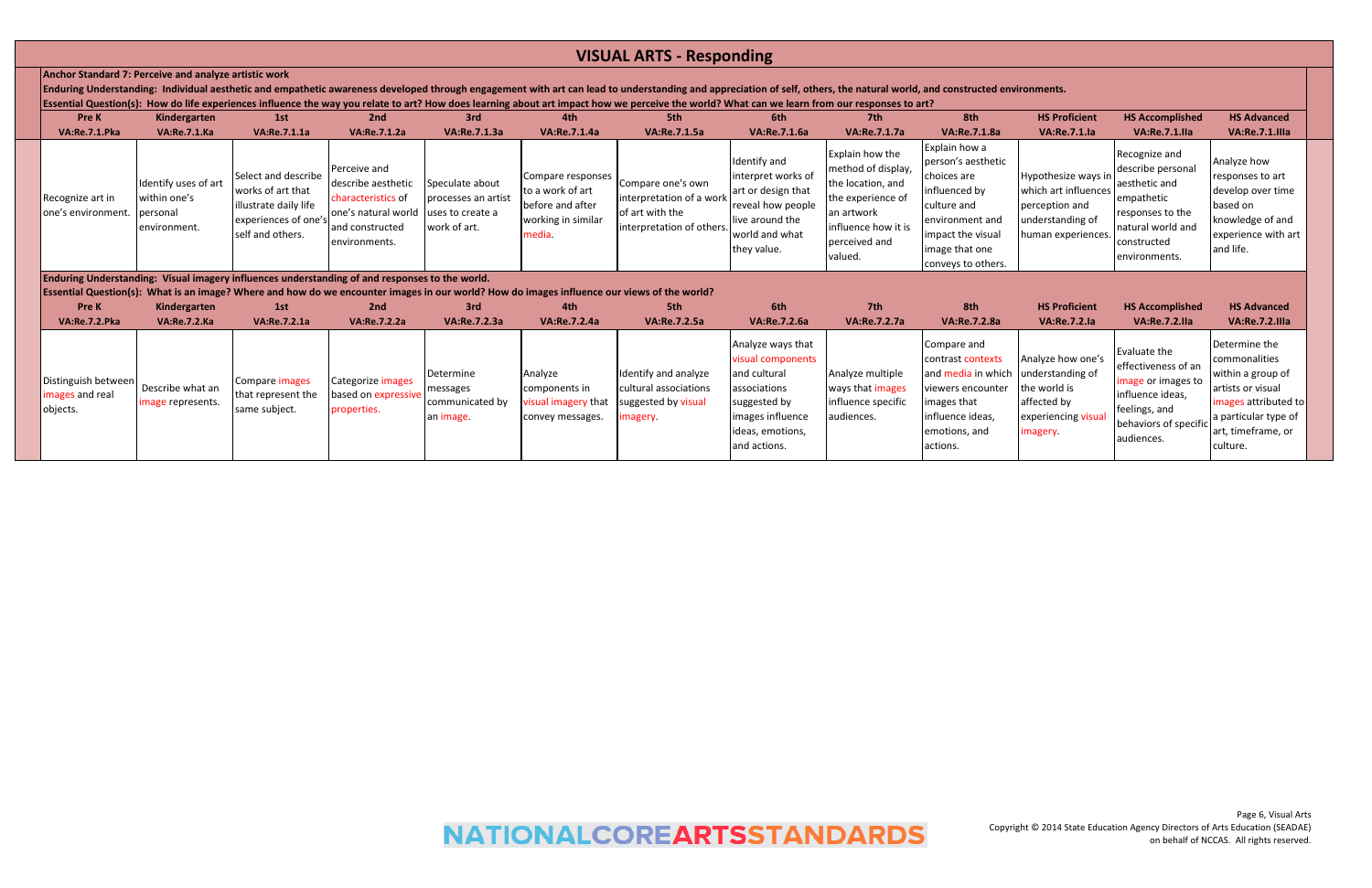# VISUAL ARTS - Responding

**Anchor Standard 7: Perceive and analyze artistic work**

**Enduring Understanding: Individual aesthetic and empathetic awareness developed through engagement with art can lead to understanding and appreciation of self, others, the natural world, and constructed environments.**

**Essential Question(s): How do life experiences influence the way you relate to art? How does learning about art impact how we perceive the world? What can we learn from our responses to art?**

| Pre K | Kindergarten | 1st | 2nd | 3rd | 4th | 5th | 6th | 7th | 8th | HS Proficient | HS Accomplished | HS Advanced |
|---|---|---|---|---|---|---|---|---|---|---|---|---|
| **VA:Re.7.1.Pka** | **VA:Re.7.1.Ka** | **VA:Re.7.1.1a** | **VA:Re.7.1.2a** | **VA:Re.7.1.3a** | **VA:Re.7.1.4a** | **VA:Re.7.1.5a** | **VA:Re.7.1.6a** | **VA:Re.7.1.7a** | **VA:Re.7.1.8a** | **VA:Re.7.1.Ia** | **VA:Re.7.1.IIa** | **VA:Re.7.1.IIIa** |
| Recognize art in one's environment. | Identify uses of art within one's personal environment. | Select and describe works of art that illustrate daily life experiences of one's self and others. | Perceive and describe aesthetic characteristics of one's natural world and constructed environments. | Speculate about processes an artist uses to create a work of art. | Compare responses to a work of art before and after working in similar media. | Compare one's own interpretation of a work of art with the interpretation of others. | Identify and interpret works of art or design that reveal how people live around the world and what they value. | Explain how the method of display, the location, and the experience of an artwork influence how it is perceived and valued. | Explain how a person's aesthetic choices are influenced by culture and environment and impact the visual image that one conveys to others. | Hypothesize ways in which art influences perception and understanding of human experiences. | Recognize and describe personal aesthetic and empathetic responses to the natural world and constructed environments. | Analyze how responses to art develop over time based on knowledge of and experience with art and life. |

**Enduring Understanding: Visual imagery influences understanding of and responses to the world.**

**Essential Question(s): What is an image? Where and how do we encounter images in our world? How do images influence our views of the world?**

| Pre K | Kindergarten | 1st | 2nd | 3rd | 4th | 5th | 6th | 7th | 8th | HS Proficient | HS Accomplished | HS Advanced |
|---|---|---|---|---|---|---|---|---|---|---|---|---|
| **VA:Re.7.2.Pka** | **VA:Re.7.2.Ka** | **VA:Re.7.2.1a** | **VA:Re.7.2.2a** | **VA:Re.7.2.3a** | **VA:Re.7.2.4a** | **VA:Re.7.2.5a** | **VA:Re.7.2.6a** | **VA:Re.7.2.7a** | **VA:Re.7.2.8a** | **VA:Re.7.2.Ia** | **VA:Re.7.2.IIa** | **VA:Re.7.2.IIIa** |
| Distinguish between images and real objects. | Describe what an image represents. | Compare images that represent the same subject. | Categorize images based on expressive properties. | Determine messages communicated by an image. | Analyze components in visual imagery that convey messages. | Identify and analyze cultural associations suggested by visual imagery. | Analyze ways that visual components and cultural associations suggested by images influence ideas, emotions, and actions. | Analyze multiple ways that images influence specific audiences. | Compare and contrast contexts and media in which viewers encounter images that influence ideas, emotions, and actions. | Analyze how one's understanding of the world is affected by experiencing visual imagery. | Evaluate the effectiveness of an image or images to influence ideas, feelings, and behaviors of specific audiences. | Determine the commonalities within a group of artists or visual images attributed to a particular type of art, timeframe, or culture. |

NATIONALCOREARTSSTANDARDS

Copyright © 2014 State Education Agency Directors of Arts Education (SEADAE) on behalf of NCCAS. All rights reserved.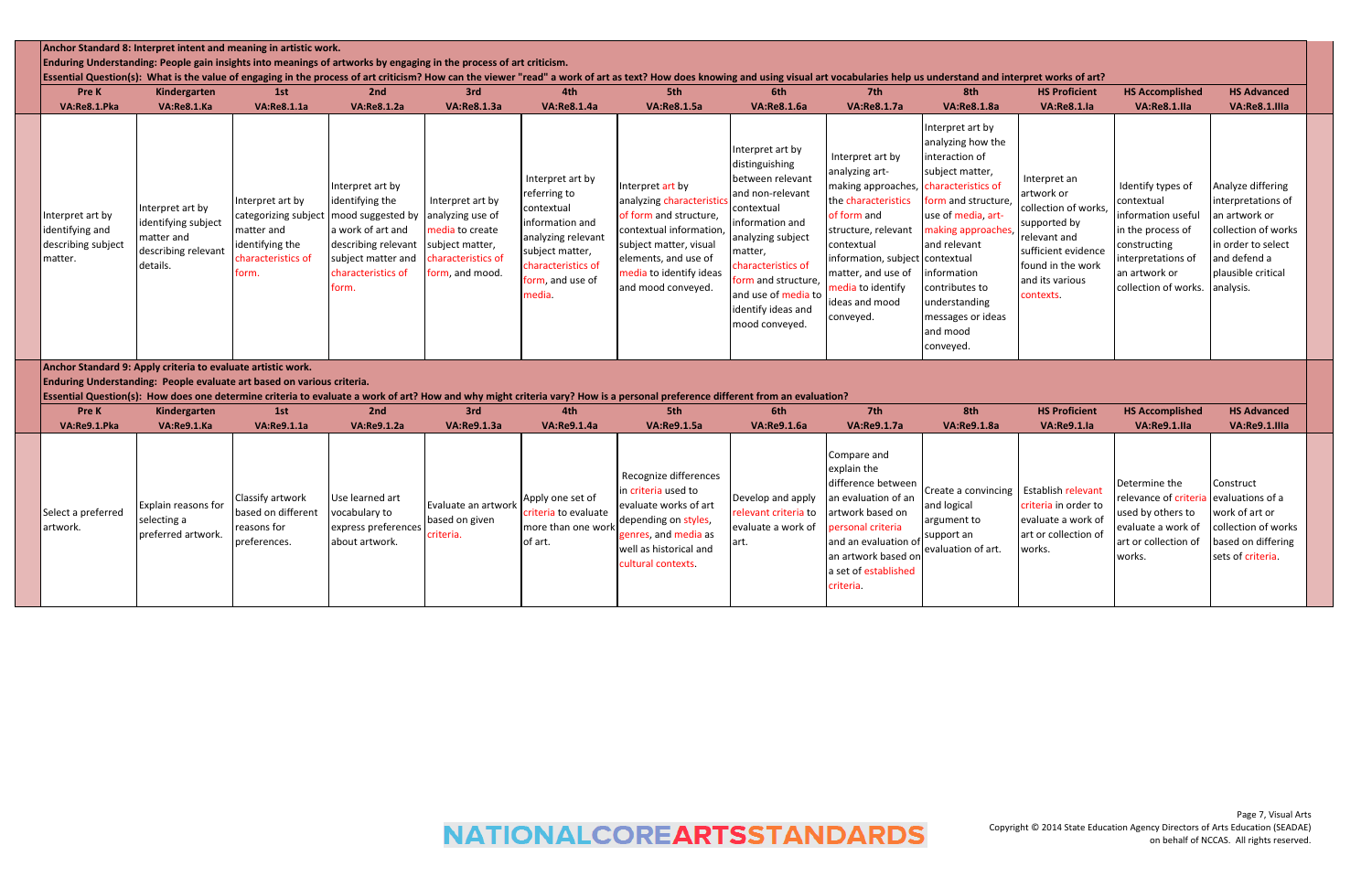**Anchor Standard 8: Interpret intent and meaning in artistic work.**

**Enduring Understanding: People gain insights into meanings of artworks by engaging in the process of art criticism.**

**Essential Question(s): What is the value of engaging in the process of art criticism? How can the viewer "read" a work of art as text? How does knowing and using visual art vocabularies help us understand and interpret works of art?**

| Pre K<br>VA:Re8.1.Pka | Kindergarten<br>VA:Re8.1.Ka | 1st<br>VA:Re8.1.1a | 2nd<br>VA:Re8.1.2a | 3rd<br>VA:Re8.1.3a | 4th<br>VA:Re8.1.4a | 5th<br>VA:Re8.1.5a | 6th<br>VA:Re8.1.6a | 7th<br>VA:Re8.1.7a | 8th<br>VA:Re8.1.8a | HS Proficient<br>VA:Re8.1.Ia | HS Accomplished<br>VA:Re8.1.IIa | HS Advanced<br>VA:Re8.1.IIIa |
|---|---|---|---|---|---|---|---|---|---|---|---|---|
| Interpret art by identifying and describing subject matter. | Interpret art by identifying subject matter and describing relevant details. | Interpret art by categorizing subject matter and identifying the characteristics of form. | Interpret art by identifying the mood suggested by a work of art and describing relevant subject matter and characteristics of form. | Interpret art by analyzing use of media to create subject matter, characteristics of form, and mood. | Interpret art by referring to contextual information and analyzing relevant subject matter, characteristics of form, and use of media. | Interpret art by analyzing characteristics of form and structure, contextual information, subject matter, visual elements, and use of media to identify ideas and mood conveyed. | Interpret art by distinguishing between relevant and non-relevant contextual information and analyzing subject matter, characteristics of form and structure, and use of media to identify ideas and mood conveyed. | Interpret art by analyzing art-making approaches, the characteristics of form and structure, relevant contextual information, subject matter, and use of media to identify ideas and mood conveyed. | Interpret art by analyzing how the interaction of subject matter, characteristics of form and structure, use of media, art-making approaches, and relevant contextual information contributes to understanding messages or ideas and mood conveyed. | Interpret an artwork or collection of works, supported by relevant and sufficient evidence found in the work and its various contexts. | Identify types of contextual information useful in the process of constructing interpretations of an artwork or collection of works. | Analyze differing interpretations of an artwork or collection of works in order to select and defend a plausible critical analysis. |

**Anchor Standard 9: Apply criteria to evaluate artistic work.**

**Enduring Understanding: People evaluate art based on various criteria.**

**Essential Question(s): How does one determine criteria to evaluate a work of art? How and why might criteria vary? How is a personal preference different from an evaluation?**

| Pre K<br>VA:Re9.1.Pka | Kindergarten<br>VA:Re9.1.Ka | 1st<br>VA:Re9.1.1a | 2nd<br>VA:Re9.1.2a | 3rd<br>VA:Re9.1.3a | 4th<br>VA:Re9.1.4a | 5th<br>VA:Re9.1.5a | 6th<br>VA:Re9.1.6a | 7th<br>VA:Re9.1.7a | 8th<br>VA:Re9.1.8a | HS Proficient<br>VA:Re9.1.Ia | HS Accomplished<br>VA:Re9.1.IIa | HS Advanced<br>VA:Re9.1.IIIa |
|---|---|---|---|---|---|---|---|---|---|---|---|---|
| Select a preferred artwork. | Explain reasons for selecting a preferred artwork. | Classify artwork based on different reasons for preferences. | Use learned art vocabulary to express preferences about artwork. | Evaluate an artwork based on given criteria. | Apply one set of criteria to evaluate more than one work of art. | Recognize differences in criteria used to evaluate works of art depending on styles, genres, and media as well as historical and cultural contexts. | Develop and apply relevant criteria to evaluate a work of art. | Compare and explain the difference between an evaluation of an artwork based on personal criteria and an evaluation of an artwork based on a set of established criteria. | Create a convincing and logical argument to support an evaluation of art. | Establish relevant criteria in order to evaluate a work of art or collection of works. | Determine the relevance of criteria used by others to evaluate a work of art or collection of works. | Construct evaluations of a work of art or collection of works based on differing sets of criteria. |

NATIONALCOREARTSSTANDARDS

Copyright © 2014 State Education Agency Directors of Arts Education (SEADAE) on behalf of NCCAS. All rights reserved.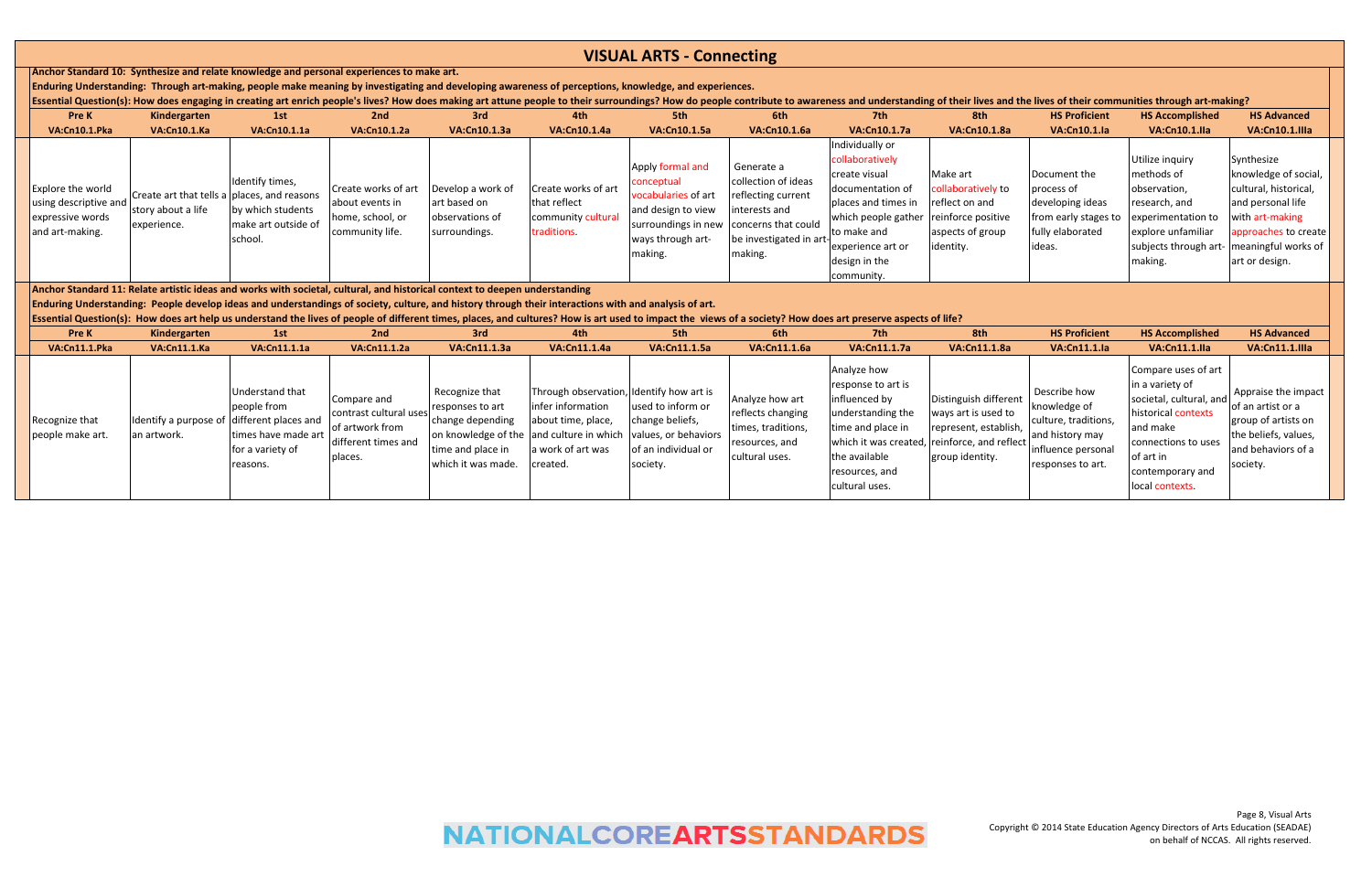# VISUAL ARTS - Connecting

**Anchor Standard 10: Synthesize and relate knowledge and personal experiences to make art.**

**Enduring Understanding: Through art-making, people make meaning by investigating and developing awareness of perceptions, knowledge, and experiences.**

**Essential Question(s): How does engaging in creating art enrich people's lives? How does making art attune people to their surroundings? How do people contribute to awareness and understanding of their lives and the lives of their communities through art-making?**

| Pre K | Kindergarten | 1st | 2nd | 3rd | 4th | 5th | 6th | 7th | 8th | HS Proficient | HS Accomplished | HS Advanced |
|---|---|---|---|---|---|---|---|---|---|---|---|---|
| **VA:Cn10.1.Pka** | **VA:Cn10.1.Ka** | **VA:Cn10.1.1a** | **VA:Cn10.1.2a** | **VA:Cn10.1.3a** | **VA:Cn10.1.4a** | **VA:Cn10.1.5a** | **VA:Cn10.1.6a** | **VA:Cn10.1.7a** | **VA:Cn10.1.8a** | **VA:Cn10.1.Ia** | **VA:Cn10.1.IIa** | **VA:Cn10.1.IIIa** |
| Explore the world using descriptive and expressive words and art-making. | Create art that tells a story about a life experience. | Identify times, places, and reasons by which students make art outside of school. | Create works of art about events in home, school, or community life. | Develop a work of art based on observations of surroundings. | Create works of art that reflect community cultural traditions. | Apply formal and conceptual vocabularies of art and design to view surroundings in new ways through art-making. | Generate a collection of ideas reflecting current interests and concerns that could be investigated in art-making. | Individually or collaboratively create visual documentation of places and times in which people gather to make and experience art or design in the community. | Make art collaboratively to reflect on and reinforce positive aspects of group identity. | Document the process of developing ideas from early stages to fully elaborated ideas. | Utilize inquiry methods of observation, research, and experimentation to explore unfamiliar subjects through art-making. | Synthesize knowledge of social, cultural, historical, and personal life with art-making approaches to create meaningful works of art or design. |

**Anchor Standard 11: Relate artistic ideas and works with societal, cultural, and historical context to deepen understanding**

**Enduring Understanding: People develop ideas and understandings of society, culture, and history through their interactions with and analysis of art.**

**Essential Question(s): How does art help us understand the lives of people of different times, places, and cultures? How is art used to impact the views of a society? How does art preserve aspects of life?**

| Pre K | Kindergarten | 1st | 2nd | 3rd | 4th | 5th | 6th | 7th | 8th | HS Proficient | HS Accomplished | HS Advanced |
|---|---|---|---|---|---|---|---|---|---|---|---|---|
| **VA:Cn11.1.Pka** | **VA:Cn11.1.Ka** | **VA:Cn11.1.1a** | **VA:Cn11.1.2a** | **VA:Cn11.1.3a** | **VA:Cn11.1.4a** | **VA:Cn11.1.5a** | **VA:Cn11.1.6a** | **VA:Cn11.1.7a** | **VA:Cn11.1.8a** | **VA:Cn11.1.Ia** | **VA:Cn11.1.IIa** | **VA:Cn11.1.IIIa** |
| Recognize that people make art. | Identify a purpose of an artwork. | Understand that people from different places and times have made art for a variety of reasons. | Compare and contrast cultural uses of artwork from different times and places. | Recognize that responses to art change depending on knowledge of the time and place in which it was made. | Through observation, infer information about time, place, and culture in which a work of art was created. | Identify how art is used to inform or change beliefs, values, or behaviors of an individual or society. | Analyze how art reflects changing times, traditions, resources, and cultural uses. | Analyze how response to art is influenced by understanding the time and place in which it was created, the available resources, and cultural uses. | Distinguish different ways art is used to represent, establish, reinforce, and reflect group identity. | Describe how knowledge of culture, traditions, and history may influence personal responses to art. | Compare uses of art in a variety of societal, cultural, and historical contexts and make connections to uses of art in contemporary and local contexts. | Appraise the impact of an artist or a group of artists on the beliefs, values, and behaviors of a society. |

NATIONALCOREARTSSTANDARDS

Copyright © 2014 State Education Agency Directors of Arts Education (SEADAE) on behalf of NCCAS. All rights reserved.